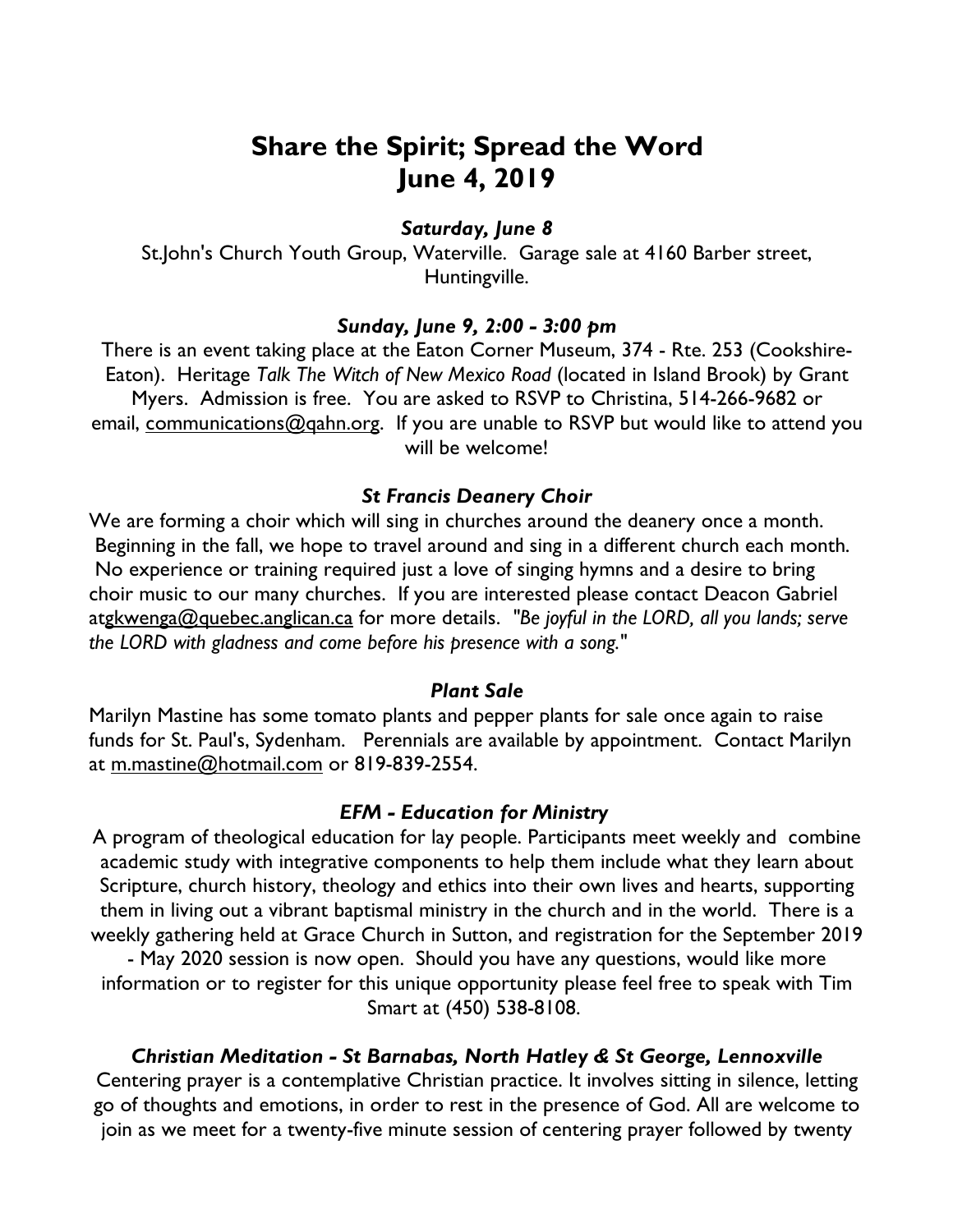# Share the Spirit; Spread the Word
# June 4, 2019

### *Saturday, June 8*

St.John's Church Youth Group, Waterville. Garage sale at 4160 Barber street, Huntingville.

### *Sunday, June 9, 2:00 - 3:00 pm*

There is an event taking place at the Eaton Corner Museum, 374 - Rte. 253 (Cookshire-Eaton). Heritage *Talk The Witch of New Mexico Road* (located in Island Brook) by Grant Myers. Admission is free. You are asked to RSVP to Christina, 514-266-9682 or email, communications@qahn.org. If you are unable to RSVP but would like to attend you will be welcome!

### *St Francis Deanery Choir*

We are forming a choir which will sing in churches around the deanery once a month. Beginning in the fall, we hope to travel around and sing in a different church each month. No experience or training required just a love of singing hymns and a desire to bring choir music to our many churches. If you are interested please contact Deacon Gabriel atgkwenga@quebec.anglican.ca for more details. "*Be joyful in the LORD, all you lands; serve the LORD with gladness and come before his presence with a song.*"

### *Plant Sale*

Marilyn Mastine has some tomato plants and pepper plants for sale once again to raise funds for St. Paul's, Sydenham. Perennials are available by appointment. Contact Marilyn at m.mastine@hotmail.com or 819-839-2554.

### *EFM - Education for Ministry*

A program of theological education for lay people. Participants meet weekly and combine academic study with integrative components to help them include what they learn about Scripture, church history, theology and ethics into their own lives and hearts, supporting them in living out a vibrant baptismal ministry in the church and in the world. There is a weekly gathering held at Grace Church in Sutton, and registration for the September 2019 - May 2020 session is now open. Should you have any questions, would like more information or to register for this unique opportunity please feel free to speak with Tim Smart at (450) 538-8108.

### *Christian Meditation - St Barnabas, North Hatley & St George, Lennoxville*

Centering prayer is a contemplative Christian practice. It involves sitting in silence, letting go of thoughts and emotions, in order to rest in the presence of God. All are welcome to join as we meet for a twenty-five minute session of centering prayer followed by twenty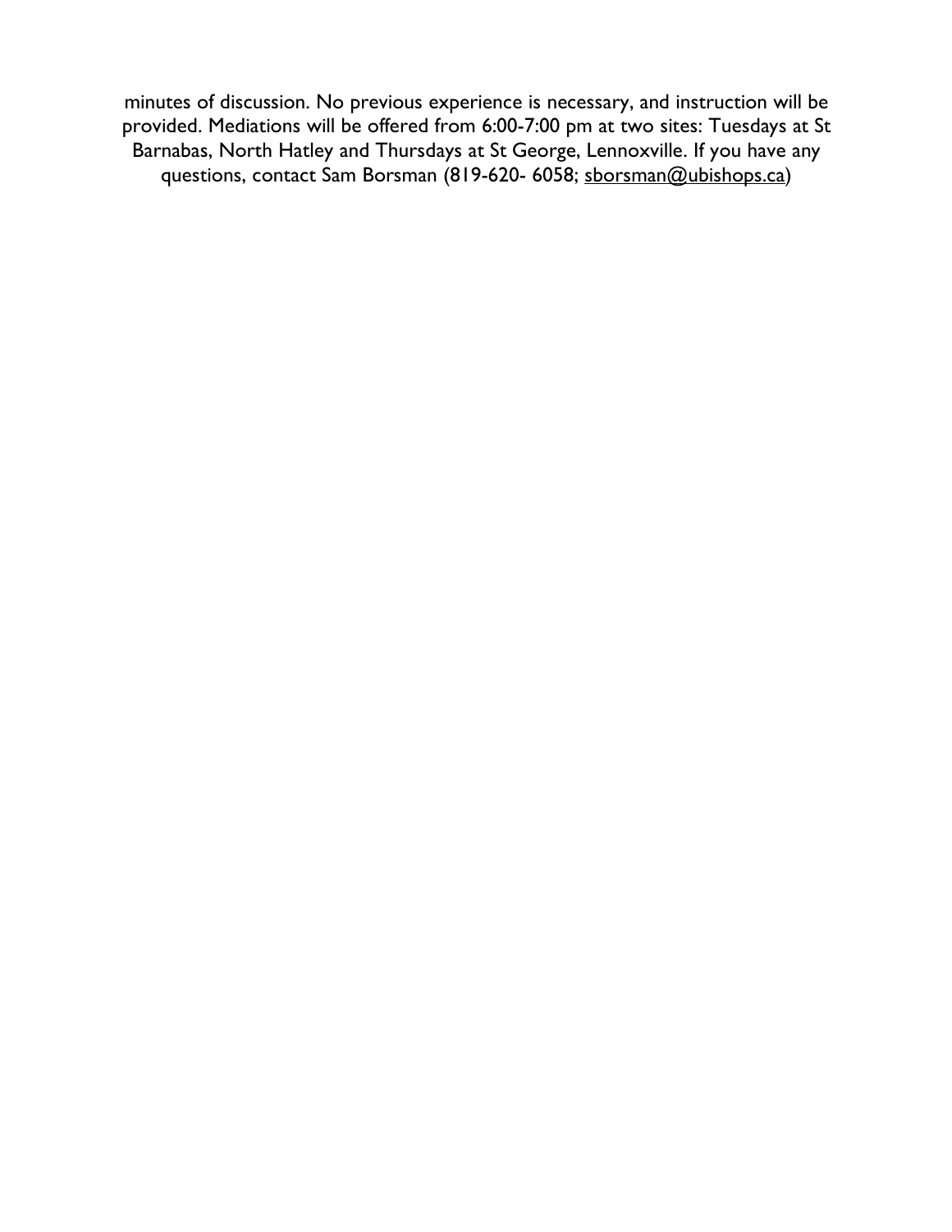minutes of discussion. No previous experience is necessary, and instruction will be provided. Mediations will be offered from 6:00-7:00 pm at two sites: Tuesdays at St Barnabas, North Hatley and Thursdays at St George, Lennoxville. If you have any questions, contact Sam Borsman (819-620- 6058; sborsman@ubishops.ca)